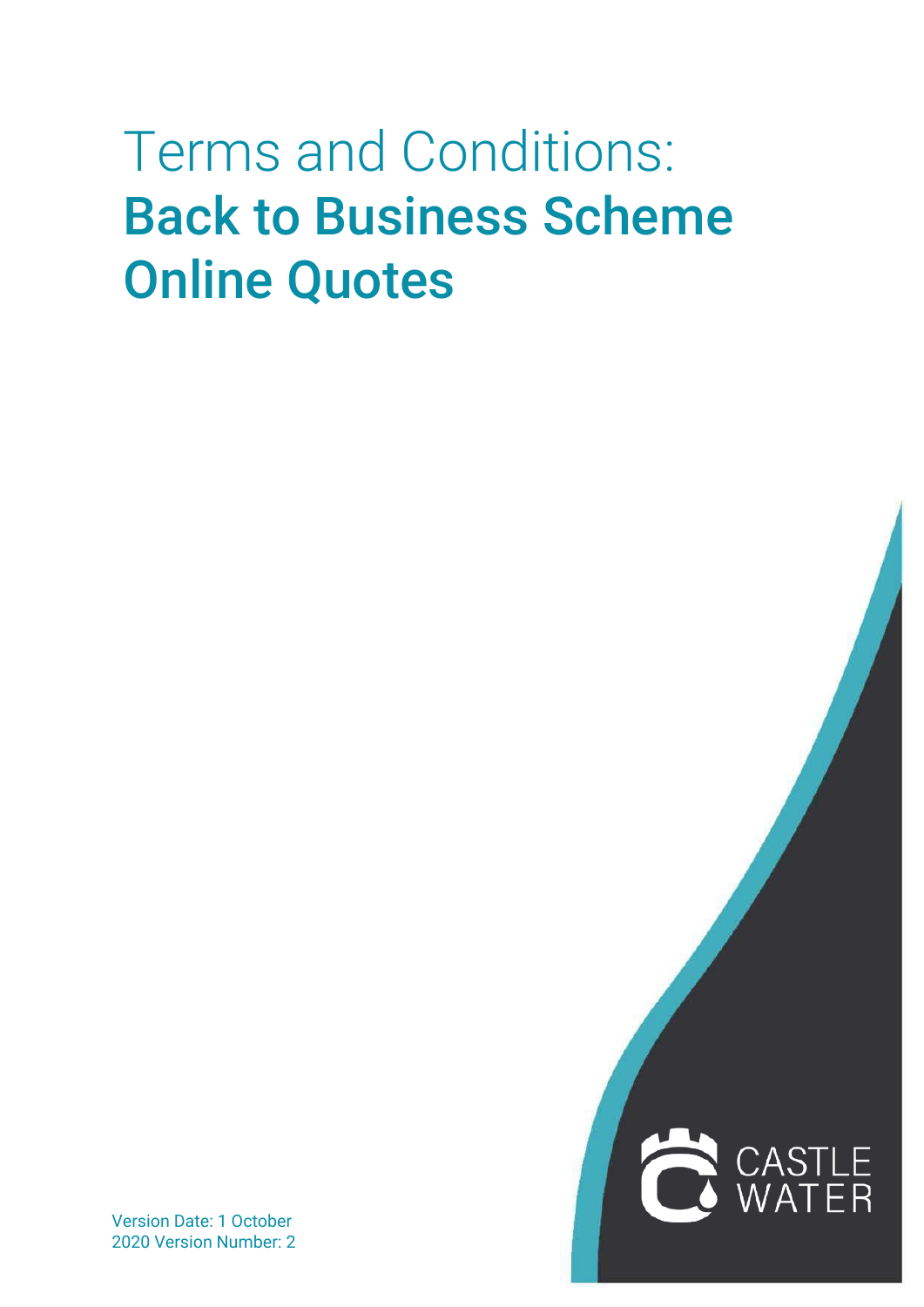# Terms and Conditions: **Back to Business Scheme Online Quotes**

CASTLE WATER

Version Date: 1 October 2020 Version Number: 2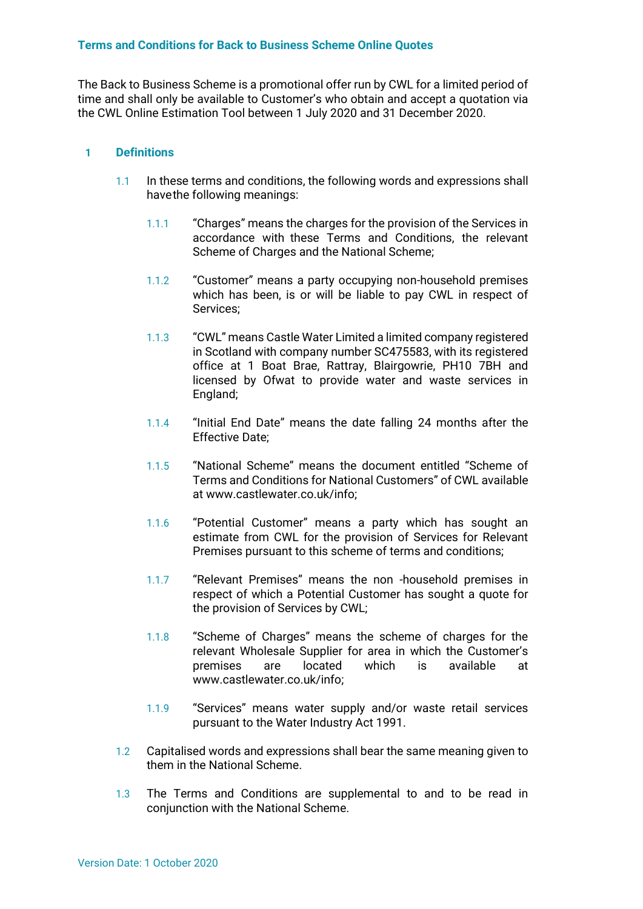## Terms and Conditions for Back to Business Scheme Online Quotes

The Back to Business Scheme is a promotional offer run by CWL for a limited period of time and shall only be available to Customer's who obtain and accept a quotation via the CWL Online Estimation Tool between 1 July 2020 and 31 December 2020.

### 1 Definitions

1.1 In these terms and conditions, the following words and expressions shall havethe following meanings:

1.1.1 "Charges" means the charges for the provision of the Services in accordance with these Terms and Conditions, the relevant Scheme of Charges and the National Scheme;

1.1.2 "Customer" means a party occupying non-household premises which has been, is or will be liable to pay CWL in respect of Services;

1.1.3 "CWL" means Castle Water Limited a limited company registered in Scotland with company number SC475583, with its registered office at 1 Boat Brae, Rattray, Blairgowrie, PH10 7BH and licensed by Ofwat to provide water and waste services in England;

1.1.4 "Initial End Date" means the date falling 24 months after the Effective Date;

1.1.5 "National Scheme" means the document entitled "Scheme of Terms and Conditions for National Customers" of CWL available at www.castlewater.co.uk/info;

1.1.6 "Potential Customer" means a party which has sought an estimate from CWL for the provision of Services for Relevant Premises pursuant to this scheme of terms and conditions;

1.1.7 "Relevant Premises" means the non -household premises in respect of which a Potential Customer has sought a quote for the provision of Services by CWL;

1.1.8 "Scheme of Charges" means the scheme of charges for the relevant Wholesale Supplier for area in which the Customer's premises are located which is available at www.castlewater.co.uk/info;

1.1.9 "Services" means water supply and/or waste retail services pursuant to the Water Industry Act 1991.

1.2 Capitalised words and expressions shall bear the same meaning given to them in the National Scheme.

1.3 The Terms and Conditions are supplemental to and to be read in conjunction with the National Scheme.

Version Date: 1 October 2020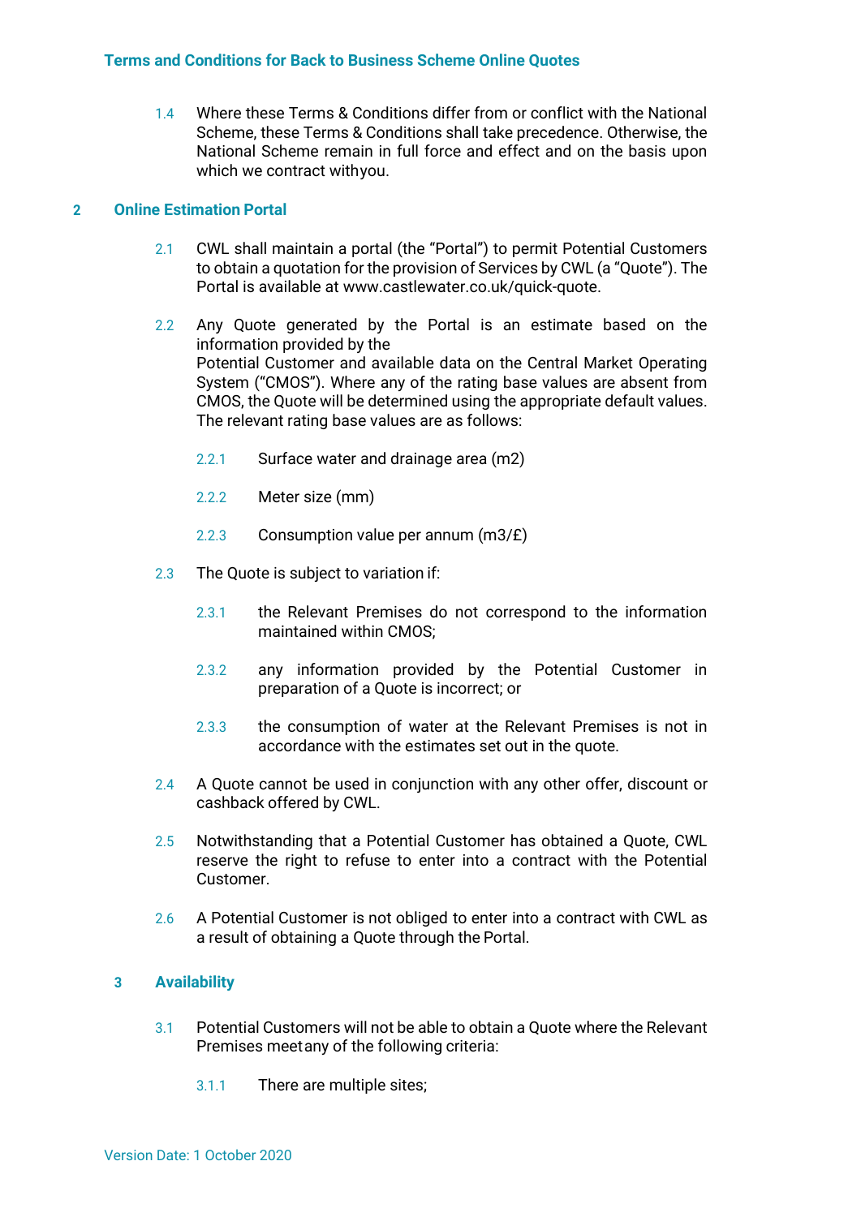1.4 Where these Terms & Conditions differ from or conflict with the National Scheme, these Terms & Conditions shall take precedence. Otherwise, the National Scheme remain in full force and effect and on the basis upon which we contract withyou.

## 2 Online Estimation Portal

2.1 CWL shall maintain a portal (the "Portal") to permit Potential Customers to obtain a quotation for the provision of Services by CWL (a "Quote"). The Portal is available at www.castlewater.co.uk/quick-quote.

2.2 Any Quote generated by the Portal is an estimate based on the information provided by the Potential Customer and available data on the Central Market Operating System ("CMOS"). Where any of the rating base values are absent from CMOS, the Quote will be determined using the appropriate default values. The relevant rating base values are as follows:

2.2.1 Surface water and drainage area (m2)

2.2.2 Meter size (mm)

2.2.3 Consumption value per annum (m3/£)

2.3 The Quote is subject to variation if:

2.3.1 the Relevant Premises do not correspond to the information maintained within CMOS;

2.3.2 any information provided by the Potential Customer in preparation of a Quote is incorrect; or

2.3.3 the consumption of water at the Relevant Premises is not in accordance with the estimates set out in the quote.

2.4 A Quote cannot be used in conjunction with any other offer, discount or cashback offered by CWL.

2.5 Notwithstanding that a Potential Customer has obtained a Quote, CWL reserve the right to refuse to enter into a contract with the Potential Customer.

2.6 A Potential Customer is not obliged to enter into a contract with CWL as a result of obtaining a Quote through the Portal.

## 3 Availability

3.1 Potential Customers will not be able to obtain a Quote where the Relevant Premises meetany of the following criteria:

3.1.1 There are multiple sites;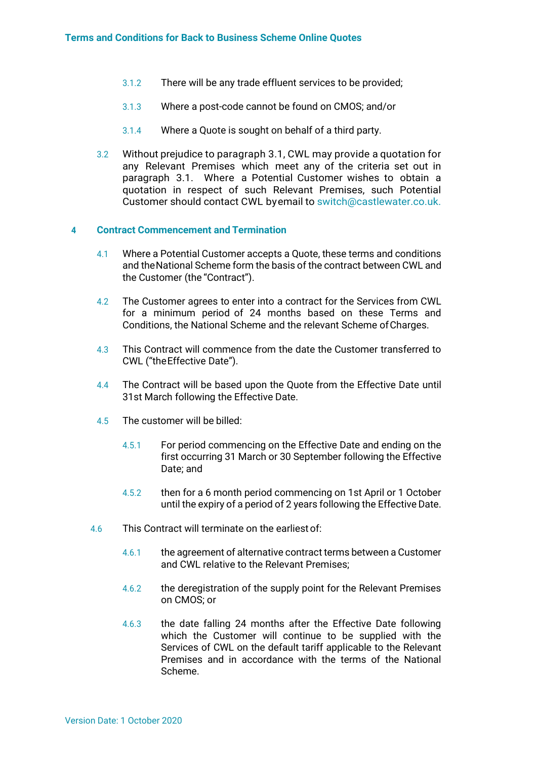3.1.2 There will be any trade effluent services to be provided;

3.1.3 Where a post-code cannot be found on CMOS; and/or

3.1.4 Where a Quote is sought on behalf of a third party.

3.2 Without prejudice to paragraph 3.1, CWL may provide a quotation for any Relevant Premises which meet any of the criteria set out in paragraph 3.1. Where a Potential Customer wishes to obtain a quotation in respect of such Relevant Premises, such Potential Customer should contact CWL by email to switch@castlewater.co.uk.

## 4 Contract Commencement and Termination

4.1 Where a Potential Customer accepts a Quote, these terms and conditions and the National Scheme form the basis of the contract between CWL and the Customer (the "Contract").

4.2 The Customer agrees to enter into a contract for the Services from CWL for a minimum period of 24 months based on these Terms and Conditions, the National Scheme and the relevant Scheme of Charges.

4.3 This Contract will commence from the date the Customer transferred to CWL ("the Effective Date").

4.4 The Contract will be based upon the Quote from the Effective Date until 31st March following the Effective Date.

4.5 The customer will be billed:

4.5.1 For period commencing on the Effective Date and ending on the first occurring 31 March or 30 September following the Effective Date; and

4.5.2 then for a 6 month period commencing on 1st April or 1 October until the expiry of a period of 2 years following the Effective Date.

4.6 This Contract will terminate on the earliest of:

4.6.1 the agreement of alternative contract terms between a Customer and CWL relative to the Relevant Premises;

4.6.2 the deregistration of the supply point for the Relevant Premises on CMOS; or

4.6.3 the date falling 24 months after the Effective Date following which the Customer will continue to be supplied with the Services of CWL on the default tariff applicable to the Relevant Premises and in accordance with the terms of the National Scheme.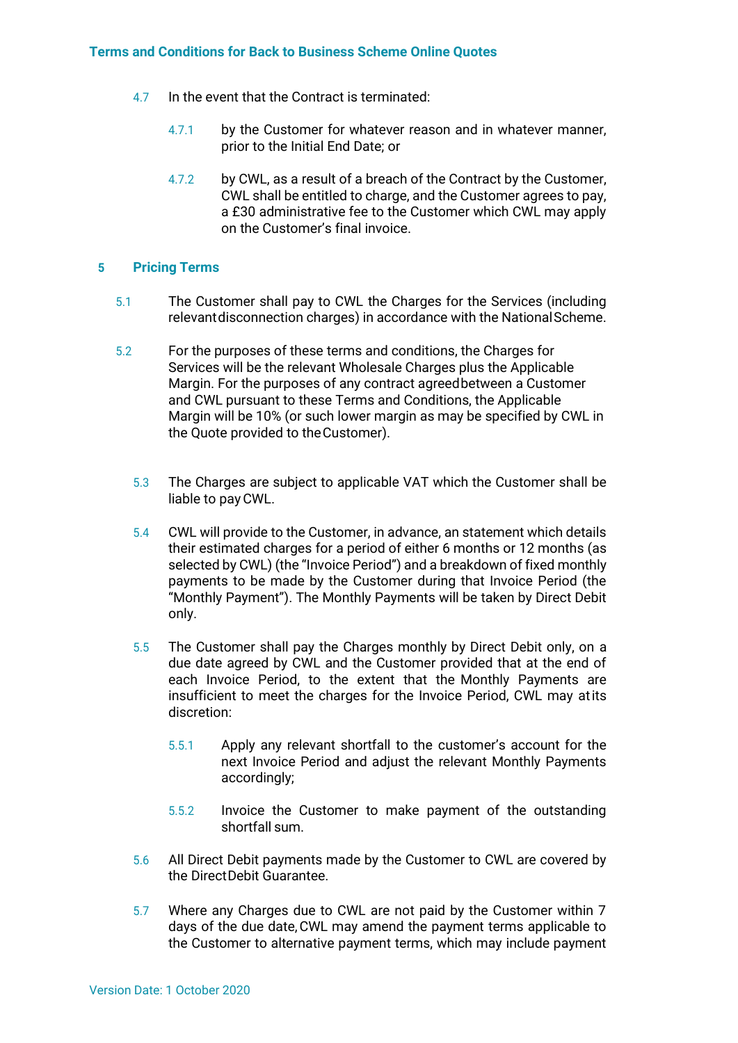4.7 In the event that the Contract is terminated:

4.7.1 by the Customer for whatever reason and in whatever manner, prior to the Initial End Date; or

4.7.2 by CWL, as a result of a breach of the Contract by the Customer, CWL shall be entitled to charge, and the Customer agrees to pay, a £30 administrative fee to the Customer which CWL may apply on the Customer's final invoice.

## 5 Pricing Terms

5.1 The Customer shall pay to CWL the Charges for the Services (including relevant disconnection charges) in accordance with the National Scheme.

5.2 For the purposes of these terms and conditions, the Charges for Services will be the relevant Wholesale Charges plus the Applicable Margin. For the purposes of any contract agreed between a Customer and CWL pursuant to these Terms and Conditions, the Applicable Margin will be 10% (or such lower margin as may be specified by CWL in the Quote provided to the Customer).

5.3 The Charges are subject to applicable VAT which the Customer shall be liable to pay CWL.

5.4 CWL will provide to the Customer, in advance, an statement which details their estimated charges for a period of either 6 months or 12 months (as selected by CWL) (the "Invoice Period") and a breakdown of fixed monthly payments to be made by the Customer during that Invoice Period (the "Monthly Payment"). The Monthly Payments will be taken by Direct Debit only.

5.5 The Customer shall pay the Charges monthly by Direct Debit only, on a due date agreed by CWL and the Customer provided that at the end of each Invoice Period, to the extent that the Monthly Payments are insufficient to meet the charges for the Invoice Period, CWL may at its discretion:

5.5.1 Apply any relevant shortfall to the customer's account for the next Invoice Period and adjust the relevant Monthly Payments accordingly;

5.5.2 Invoice the Customer to make payment of the outstanding shortfall sum.

5.6 All Direct Debit payments made by the Customer to CWL are covered by the Direct Debit Guarantee.

5.7 Where any Charges due to CWL are not paid by the Customer within 7 days of the due date, CWL may amend the payment terms applicable to the Customer to alternative payment terms, which may include payment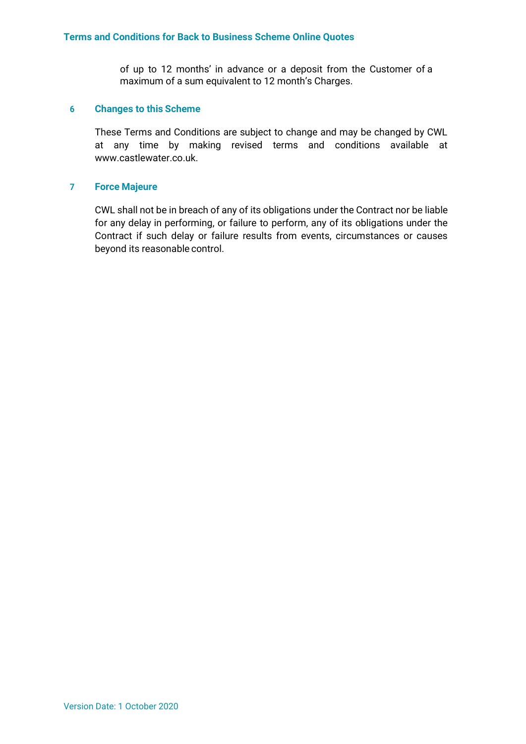of up to 12 months' in advance or a deposit from the Customer of a maximum of a sum equivalent to 12 month's Charges.

## 6 Changes to this Scheme

These Terms and Conditions are subject to change and may be changed by CWL at any time by making revised terms and conditions available at www.castlewater.co.uk.

## 7 Force Majeure

CWL shall not be in breach of any of its obligations under the Contract nor be liable for any delay in performing, or failure to perform, any of its obligations under the Contract if such delay or failure results from events, circumstances or causes beyond its reasonable control.